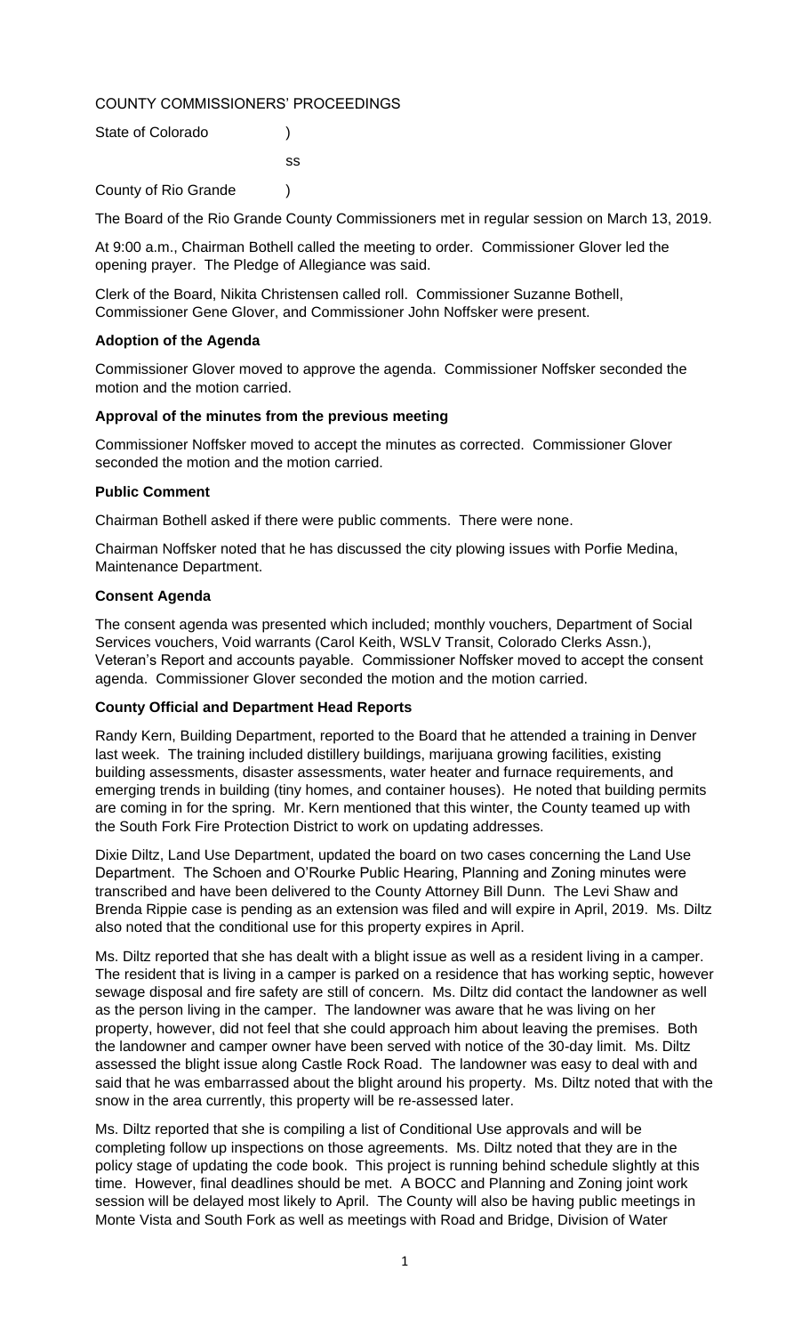COUNTY COMMISSIONERS' PROCEEDINGS

State of Colorado )

ss

County of Rio Grande )

The Board of the Rio Grande County Commissioners met in regular session on March 13, 2019.

At 9:00 a.m., Chairman Bothell called the meeting to order. Commissioner Glover led the opening prayer. The Pledge of Allegiance was said.

Clerk of the Board, Nikita Christensen called roll. Commissioner Suzanne Bothell, Commissioner Gene Glover, and Commissioner John Noffsker were present.

**Adoption of the Agenda**

Commissioner Glover moved to approve the agenda. Commissioner Noffsker seconded the motion and the motion carried.

**Approval of the minutes from the previous meeting**

Commissioner Noffsker moved to accept the minutes as corrected. Commissioner Glover seconded the motion and the motion carried.

**Public Comment**

Chairman Bothell asked if there were public comments. There were none.

Chairman Noffsker noted that he has discussed the city plowing issues with Porfie Medina, Maintenance Department.

**Consent Agenda**

The consent agenda was presented which included; monthly vouchers, Department of Social Services vouchers, Void warrants (Carol Keith, WSLV Transit, Colorado Clerks Assn.), Veteran's Report and accounts payable. Commissioner Noffsker moved to accept the consent agenda. Commissioner Glover seconded the motion and the motion carried.

**County Official and Department Head Reports**

Randy Kern, Building Department, reported to the Board that he attended a training in Denver last week. The training included distillery buildings, marijuana growing facilities, existing building assessments, disaster assessments, water heater and furnace requirements, and emerging trends in building (tiny homes, and container houses). He noted that building permits are coming in for the spring. Mr. Kern mentioned that this winter, the County teamed up with the South Fork Fire Protection District to work on updating addresses.

Dixie Diltz, Land Use Department, updated the board on two cases concerning the Land Use Department. The Schoen and O'Rourke Public Hearing, Planning and Zoning minutes were transcribed and have been delivered to the County Attorney Bill Dunn. The Levi Shaw and Brenda Rippie case is pending as an extension was filed and will expire in April, 2019. Ms. Diltz also noted that the conditional use for this property expires in April.

Ms. Diltz reported that she has dealt with a blight issue as well as a resident living in a camper. The resident that is living in a camper is parked on a residence that has working septic, however sewage disposal and fire safety are still of concern. Ms. Diltz did contact the landowner as well as the person living in the camper. The landowner was aware that he was living on her property, however, did not feel that she could approach him about leaving the premises. Both the landowner and camper owner have been served with notice of the 30-day limit. Ms. Diltz assessed the blight issue along Castle Rock Road. The landowner was easy to deal with and said that he was embarrassed about the blight around his property. Ms. Diltz noted that with the snow in the area currently, this property will be re-assessed later.

Ms. Diltz reported that she is compiling a list of Conditional Use approvals and will be completing follow up inspections on those agreements. Ms. Diltz noted that they are in the policy stage of updating the code book. This project is running behind schedule slightly at this time. However, final deadlines should be met. A BOCC and Planning and Zoning joint work session will be delayed most likely to April. The County will also be having public meetings in Monte Vista and South Fork as well as meetings with Road and Bridge, Division of Water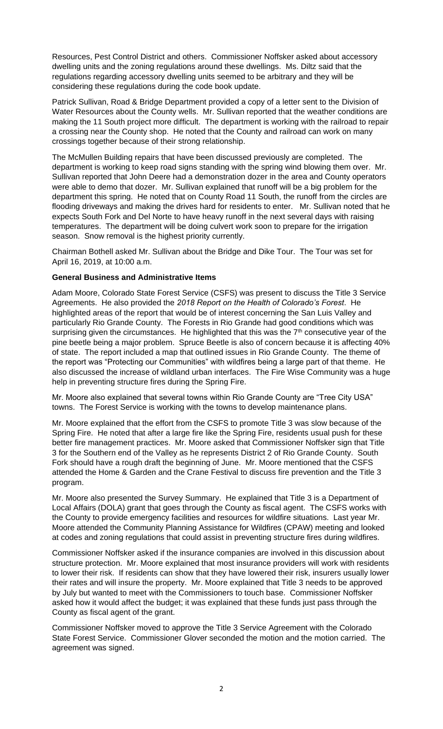Resources, Pest Control District and others. Commissioner Noffsker asked about accessory dwelling units and the zoning regulations around these dwellings. Ms. Diltz said that the regulations regarding accessory dwelling units seemed to be arbitrary and they will be considering these regulations during the code book update.

Patrick Sullivan, Road & Bridge Department provided a copy of a letter sent to the Division of Water Resources about the County wells. Mr. Sullivan reported that the weather conditions are making the 11 South project more difficult. The department is working with the railroad to repair a crossing near the County shop. He noted that the County and railroad can work on many crossings together because of their strong relationship.

The McMullen Building repairs that have been discussed previously are completed. The department is working to keep road signs standing with the spring wind blowing them over. Mr. Sullivan reported that John Deere had a demonstration dozer in the area and County operators were able to demo that dozer. Mr. Sullivan explained that runoff will be a big problem for the department this spring. He noted that on County Road 11 South, the runoff from the circles are flooding driveways and making the drives hard for residents to enter. Mr. Sullivan noted that he expects South Fork and Del Norte to have heavy runoff in the next several days with raising temperatures. The department will be doing culvert work soon to prepare for the irrigation season. Snow removal is the highest priority currently.

Chairman Bothell asked Mr. Sullivan about the Bridge and Dike Tour. The Tour was set for April 16, 2019, at 10:00 a.m.

**General Business and Administrative Items**

Adam Moore, Colorado State Forest Service (CSFS) was present to discuss the Title 3 Service Agreements. He also provided the *2018 Report on the Health of Colorado's Forest*. He highlighted areas of the report that would be of interest concerning the San Luis Valley and particularly Rio Grande County. The Forests in Rio Grande had good conditions which was surprising given the circumstances. He highlighted that this was the 7th consecutive year of the pine beetle being a major problem. Spruce Beetle is also of concern because it is affecting 40% of state. The report included a map that outlined issues in Rio Grande County. The theme of the report was "Protecting our Communities" with wildfires being a large part of that theme. He also discussed the increase of wildland urban interfaces. The Fire Wise Community was a huge help in preventing structure fires during the Spring Fire.

Mr. Moore also explained that several towns within Rio Grande County are "Tree City USA" towns. The Forest Service is working with the towns to develop maintenance plans.

Mr. Moore explained that the effort from the CSFS to promote Title 3 was slow because of the Spring Fire. He noted that after a large fire like the Spring Fire, residents usual push for these better fire management practices. Mr. Moore asked that Commissioner Noffsker sign that Title 3 for the Southern end of the Valley as he represents District 2 of Rio Grande County. South Fork should have a rough draft the beginning of June. Mr. Moore mentioned that the CSFS attended the Home & Garden and the Crane Festival to discuss fire prevention and the Title 3 program.

Mr. Moore also presented the Survey Summary. He explained that Title 3 is a Department of Local Affairs (DOLA) grant that goes through the County as fiscal agent. The CSFS works with the County to provide emergency facilities and resources for wildfire situations. Last year Mr. Moore attended the Community Planning Assistance for Wildfires (CPAW) meeting and looked at codes and zoning regulations that could assist in preventing structure fires during wildfires.

Commissioner Noffsker asked if the insurance companies are involved in this discussion about structure protection. Mr. Moore explained that most insurance providers will work with residents to lower their risk. If residents can show that they have lowered their risk, insurers usually lower their rates and will insure the property. Mr. Moore explained that Title 3 needs to be approved by July but wanted to meet with the Commissioners to touch base. Commissioner Noffsker asked how it would affect the budget; it was explained that these funds just pass through the County as fiscal agent of the grant.

Commissioner Noffsker moved to approve the Title 3 Service Agreement with the Colorado State Forest Service. Commissioner Glover seconded the motion and the motion carried. The agreement was signed.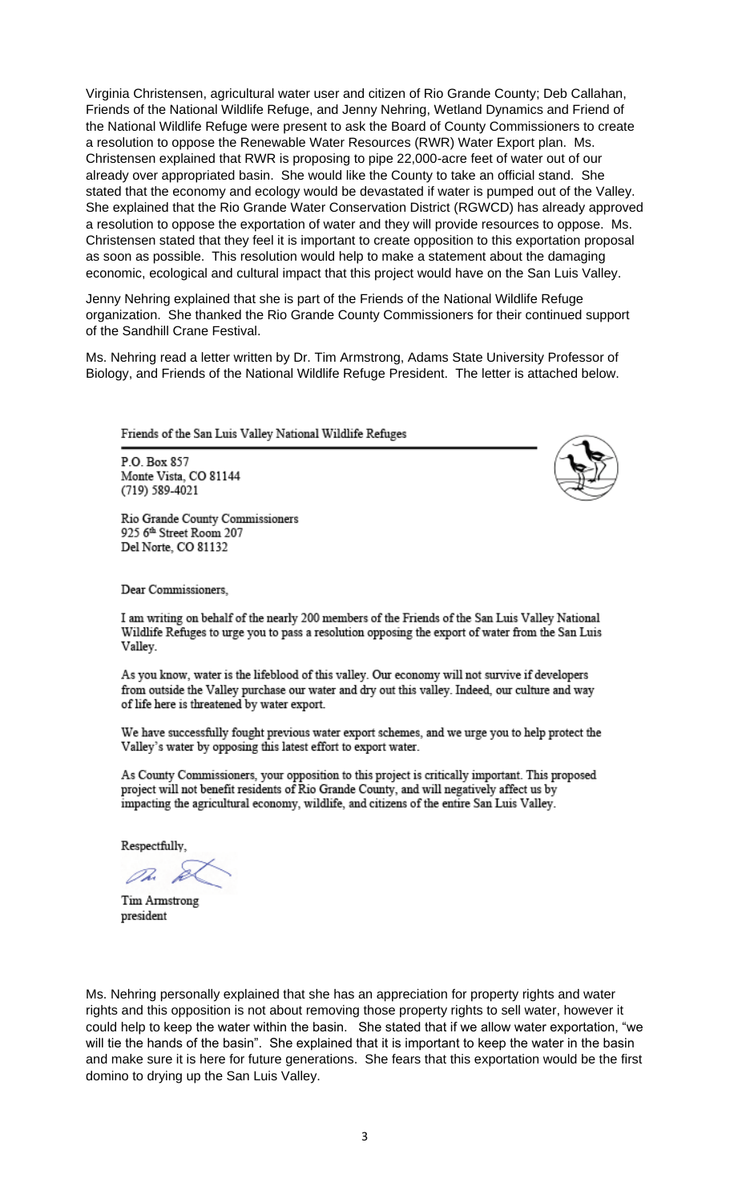Virginia Christensen, agricultural water user and citizen of Rio Grande County; Deb Callahan, Friends of the National Wildlife Refuge, and Jenny Nehring, Wetland Dynamics and Friend of the National Wildlife Refuge were present to ask the Board of County Commissioners to create a resolution to oppose the Renewable Water Resources (RWR) Water Export plan. Ms. Christensen explained that RWR is proposing to pipe 22,000-acre feet of water out of our already over appropriated basin. She would like the County to take an official stand. She stated that the economy and ecology would be devastated if water is pumped out of the Valley. She explained that the Rio Grande Water Conservation District (RGWCD) has already approved a resolution to oppose the exportation of water and they will provide resources to oppose. Ms. Christensen stated that they feel it is important to create opposition to this exportation proposal as soon as possible. This resolution would help to make a statement about the damaging economic, ecological and cultural impact that this project would have on the San Luis Valley.

Jenny Nehring explained that she is part of the Friends of the National Wildlife Refuge organization. She thanked the Rio Grande County Commissioners for their continued support of the Sandhill Crane Festival.

Ms. Nehring read a letter written by Dr. Tim Armstrong, Adams State University Professor of Biology, and Friends of the National Wildlife Refuge President. The letter is attached below.

Friends of the San Luis Valley National Wildlife Refuges

P.O. Box 857
Monte Vista, CO 81144
(719) 589-4021

Rio Grande County Commissioners
925 6th Street Room 207
Del Norte, CO 81132

Dear Commissioners,

I am writing on behalf of the nearly 200 members of the Friends of the San Luis Valley National Wildlife Refuges to urge you to pass a resolution opposing the export of water from the San Luis Valley.

As you know, water is the lifeblood of this valley. Our economy will not survive if developers from outside the Valley purchase our water and dry out this valley. Indeed, our culture and way of life here is threatened by water export.

We have successfully fought previous water export schemes, and we urge you to help protect the Valley's water by opposing this latest effort to export water.

As County Commissioners, your opposition to this project is critically important. This proposed project will not benefit residents of Rio Grande County, and will negatively affect us by impacting the agricultural economy, wildlife, and citizens of the entire San Luis Valley.

Respectfully,

Tim Armstrong
president

Ms. Nehring personally explained that she has an appreciation for property rights and water rights and this opposition is not about removing those property rights to sell water, however it could help to keep the water within the basin. She stated that if we allow water exportation, "we will tie the hands of the basin". She explained that it is important to keep the water in the basin and make sure it is here for future generations. She fears that this exportation would be the first domino to drying up the San Luis Valley.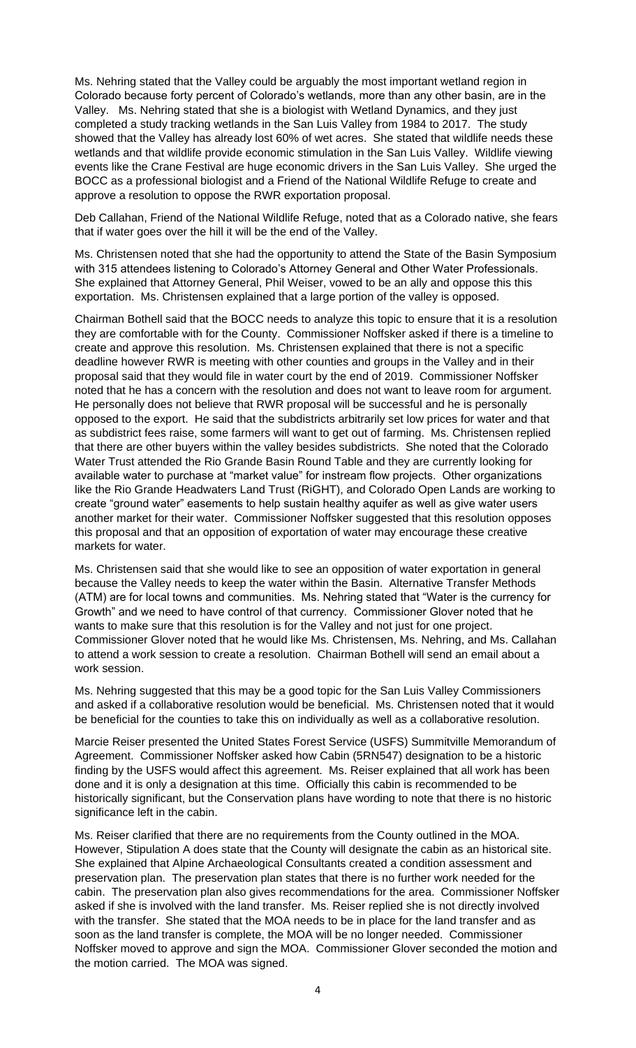Ms. Nehring stated that the Valley could be arguably the most important wetland region in Colorado because forty percent of Colorado's wetlands, more than any other basin, are in the Valley. Ms. Nehring stated that she is a biologist with Wetland Dynamics, and they just completed a study tracking wetlands in the San Luis Valley from 1984 to 2017. The study showed that the Valley has already lost 60% of wet acres. She stated that wildlife needs these wetlands and that wildlife provide economic stimulation in the San Luis Valley. Wildlife viewing events like the Crane Festival are huge economic drivers in the San Luis Valley. She urged the BOCC as a professional biologist and a Friend of the National Wildlife Refuge to create and approve a resolution to oppose the RWR exportation proposal.

Deb Callahan, Friend of the National Wildlife Refuge, noted that as a Colorado native, she fears that if water goes over the hill it will be the end of the Valley.

Ms. Christensen noted that she had the opportunity to attend the State of the Basin Symposium with 315 attendees listening to Colorado's Attorney General and Other Water Professionals. She explained that Attorney General, Phil Weiser, vowed to be an ally and oppose this this exportation. Ms. Christensen explained that a large portion of the valley is opposed.

Chairman Bothell said that the BOCC needs to analyze this topic to ensure that it is a resolution they are comfortable with for the County. Commissioner Noffsker asked if there is a timeline to create and approve this resolution. Ms. Christensen explained that there is not a specific deadline however RWR is meeting with other counties and groups in the Valley and in their proposal said that they would file in water court by the end of 2019. Commissioner Noffsker noted that he has a concern with the resolution and does not want to leave room for argument. He personally does not believe that RWR proposal will be successful and he is personally opposed to the export. He said that the subdistricts arbitrarily set low prices for water and that as subdistrict fees raise, some farmers will want to get out of farming. Ms. Christensen replied that there are other buyers within the valley besides subdistricts. She noted that the Colorado Water Trust attended the Rio Grande Basin Round Table and they are currently looking for available water to purchase at "market value" for instream flow projects. Other organizations like the Rio Grande Headwaters Land Trust (RiGHT), and Colorado Open Lands are working to create "ground water" easements to help sustain healthy aquifer as well as give water users another market for their water. Commissioner Noffsker suggested that this resolution opposes this proposal and that an opposition of exportation of water may encourage these creative markets for water.

Ms. Christensen said that she would like to see an opposition of water exportation in general because the Valley needs to keep the water within the Basin. Alternative Transfer Methods (ATM) are for local towns and communities. Ms. Nehring stated that "Water is the currency for Growth" and we need to have control of that currency. Commissioner Glover noted that he wants to make sure that this resolution is for the Valley and not just for one project. Commissioner Glover noted that he would like Ms. Christensen, Ms. Nehring, and Ms. Callahan to attend a work session to create a resolution. Chairman Bothell will send an email about a work session.

Ms. Nehring suggested that this may be a good topic for the San Luis Valley Commissioners and asked if a collaborative resolution would be beneficial. Ms. Christensen noted that it would be beneficial for the counties to take this on individually as well as a collaborative resolution.

Marcie Reiser presented the United States Forest Service (USFS) Summitville Memorandum of Agreement. Commissioner Noffsker asked how Cabin (5RN547) designation to be a historic finding by the USFS would affect this agreement. Ms. Reiser explained that all work has been done and it is only a designation at this time. Officially this cabin is recommended to be historically significant, but the Conservation plans have wording to note that there is no historic significance left in the cabin.

Ms. Reiser clarified that there are no requirements from the County outlined in the MOA. However, Stipulation A does state that the County will designate the cabin as an historical site. She explained that Alpine Archaeological Consultants created a condition assessment and preservation plan. The preservation plan states that there is no further work needed for the cabin. The preservation plan also gives recommendations for the area. Commissioner Noffsker asked if she is involved with the land transfer. Ms. Reiser replied she is not directly involved with the transfer. She stated that the MOA needs to be in place for the land transfer and as soon as the land transfer is complete, the MOA will be no longer needed. Commissioner Noffsker moved to approve and sign the MOA. Commissioner Glover seconded the motion and the motion carried. The MOA was signed.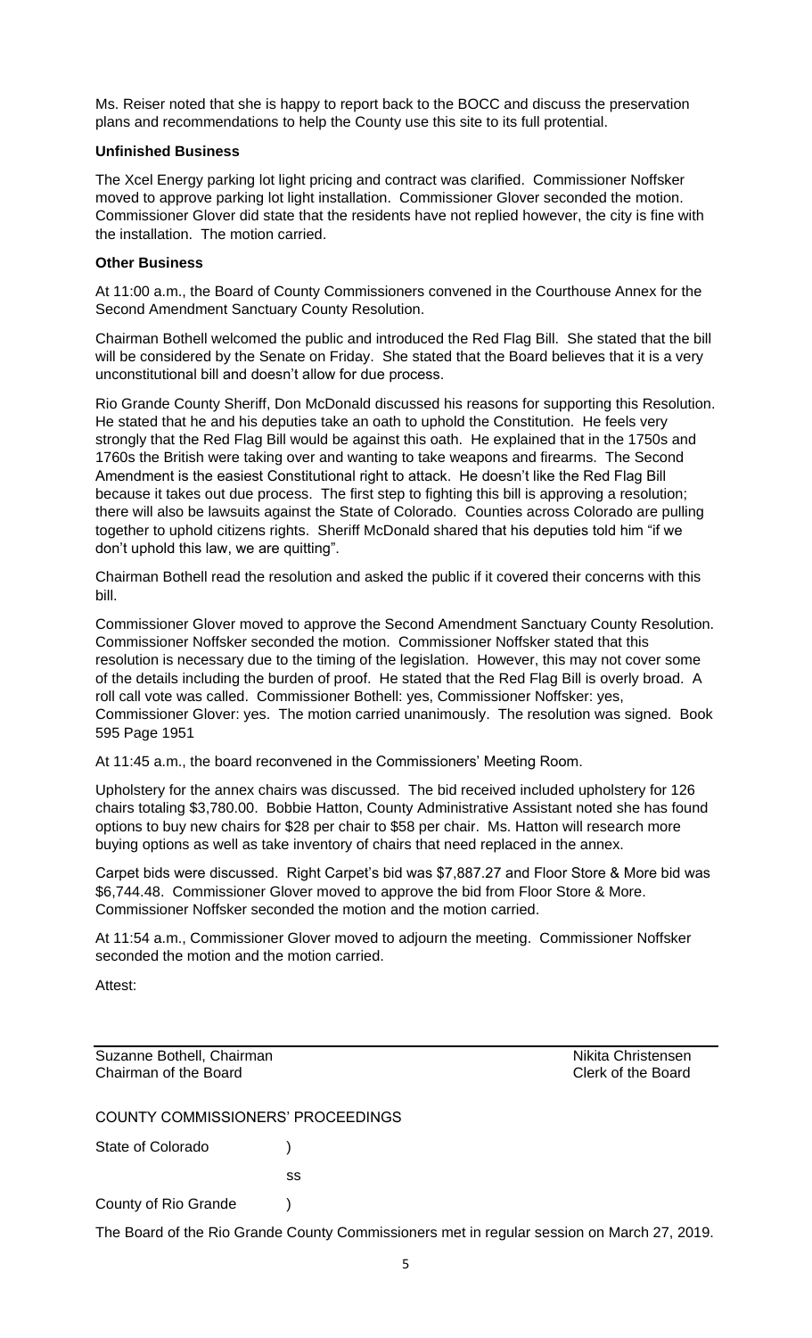Ms. Reiser noted that she is happy to report back to the BOCC and discuss the preservation plans and recommendations to help the County use this site to its full protential.

**Unfinished Business**

The Xcel Energy parking lot light pricing and contract was clarified. Commissioner Noffsker moved to approve parking lot light installation. Commissioner Glover seconded the motion. Commissioner Glover did state that the residents have not replied however, the city is fine with the installation. The motion carried.

**Other Business**

At 11:00 a.m., the Board of County Commissioners convened in the Courthouse Annex for the Second Amendment Sanctuary County Resolution.

Chairman Bothell welcomed the public and introduced the Red Flag Bill. She stated that the bill will be considered by the Senate on Friday. She stated that the Board believes that it is a very unconstitutional bill and doesn't allow for due process.

Rio Grande County Sheriff, Don McDonald discussed his reasons for supporting this Resolution. He stated that he and his deputies take an oath to uphold the Constitution. He feels very strongly that the Red Flag Bill would be against this oath. He explained that in the 1750s and 1760s the British were taking over and wanting to take weapons and firearms. The Second Amendment is the easiest Constitutional right to attack. He doesn't like the Red Flag Bill because it takes out due process. The first step to fighting this bill is approving a resolution; there will also be lawsuits against the State of Colorado. Counties across Colorado are pulling together to uphold citizens rights. Sheriff McDonald shared that his deputies told him "if we don't uphold this law, we are quitting".

Chairman Bothell read the resolution and asked the public if it covered their concerns with this bill.

Commissioner Glover moved to approve the Second Amendment Sanctuary County Resolution. Commissioner Noffsker seconded the motion. Commissioner Noffsker stated that this resolution is necessary due to the timing of the legislation. However, this may not cover some of the details including the burden of proof. He stated that the Red Flag Bill is overly broad. A roll call vote was called. Commissioner Bothell: yes, Commissioner Noffsker: yes, Commissioner Glover: yes. The motion carried unanimously. The resolution was signed. Book 595 Page 1951

At 11:45 a.m., the board reconvened in the Commissioners' Meeting Room.

Upholstery for the annex chairs was discussed. The bid received included upholstery for 126 chairs totaling $3,780.00. Bobbie Hatton, County Administrative Assistant noted she has found options to buy new chairs for $28 per chair to $58 per chair. Ms. Hatton will research more buying options as well as take inventory of chairs that need replaced in the annex.

Carpet bids were discussed. Right Carpet's bid was $7,887.27 and Floor Store & More bid was $6,744.48. Commissioner Glover moved to approve the bid from Floor Store & More. Commissioner Noffsker seconded the motion and the motion carried.

At 11:54 a.m., Commissioner Glover moved to adjourn the meeting. Commissioner Noffsker seconded the motion and the motion carried.

Attest:

| | |
|---|---|
| Suzanne Bothell, Chairman | Nikita Christensen |
| Chairman of the Board | Clerk of the Board |

COUNTY COMMISSIONERS' PROCEEDINGS

State of Colorado )

ss

County of Rio Grande )

The Board of the Rio Grande County Commissioners met in regular session on March 27, 2019.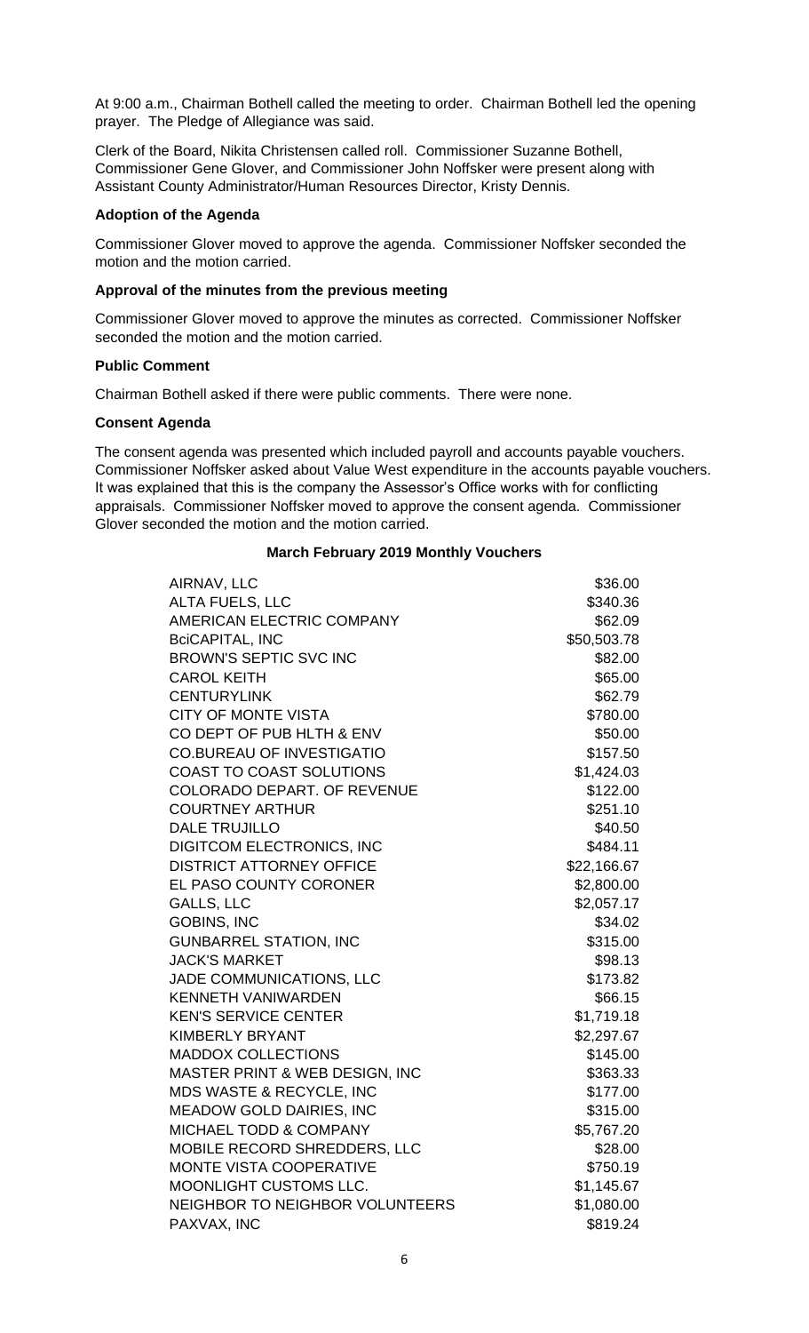At 9:00 a.m., Chairman Bothell called the meeting to order. Chairman Bothell led the opening prayer. The Pledge of Allegiance was said.

Clerk of the Board, Nikita Christensen called roll. Commissioner Suzanne Bothell, Commissioner Gene Glover, and Commissioner John Noffsker were present along with Assistant County Administrator/Human Resources Director, Kristy Dennis.

**Adoption of the Agenda**

Commissioner Glover moved to approve the agenda. Commissioner Noffsker seconded the motion and the motion carried.

**Approval of the minutes from the previous meeting**

Commissioner Glover moved to approve the minutes as corrected. Commissioner Noffsker seconded the motion and the motion carried.

**Public Comment**

Chairman Bothell asked if there were public comments. There were none.

**Consent Agenda**

The consent agenda was presented which included payroll and accounts payable vouchers. Commissioner Noffsker asked about Value West expenditure in the accounts payable vouchers. It was explained that this is the company the Assessor's Office works with for conflicting appraisals. Commissioner Noffsker moved to approve the consent agenda. Commissioner Glover seconded the motion and the motion carried.

**March February 2019 Monthly Vouchers**

| | |
|---|---|
| AIRNAV, LLC | $36.00 |
| ALTA FUELS, LLC | $340.36 |
| AMERICAN ELECTRIC COMPANY | $62.09 |
| BciCAPITAL, INC | $50,503.78 |
| BROWN'S SEPTIC SVC INC | $82.00 |
| CAROL KEITH | $65.00 |
| CENTURYLINK | $62.79 |
| CITY OF MONTE VISTA | $780.00 |
| CO DEPT OF PUB HLTH & ENV | $50.00 |
| CO.BUREAU OF INVESTIGATIO | $157.50 |
| COAST TO COAST SOLUTIONS | $1,424.03 |
| COLORADO DEPART. OF REVENUE | $122.00 |
| COURTNEY ARTHUR | $251.10 |
| DALE TRUJILLO | $40.50 |
| DIGITCOM ELECTRONICS, INC | $484.11 |
| DISTRICT ATTORNEY OFFICE | $22,166.67 |
| EL PASO COUNTY CORONER | $2,800.00 |
| GALLS, LLC | $2,057.17 |
| GOBINS, INC | $34.02 |
| GUNBARREL STATION, INC | $315.00 |
| JACK'S MARKET | $98.13 |
| JADE COMMUNICATIONS, LLC | $173.82 |
| KENNETH VANIWARDEN | $66.15 |
| KEN'S SERVICE CENTER | $1,719.18 |
| KIMBERLY BRYANT | $2,297.67 |
| MADDOX COLLECTIONS | $145.00 |
| MASTER PRINT & WEB DESIGN, INC | $363.33 |
| MDS WASTE & RECYCLE, INC | $177.00 |
| MEADOW GOLD DAIRIES, INC | $315.00 |
| MICHAEL TODD & COMPANY | $5,767.20 |
| MOBILE RECORD SHREDDERS, LLC | $28.00 |
| MONTE VISTA COOPERATIVE | $750.19 |
| MOONLIGHT CUSTOMS LLC. | $1,145.67 |
| NEIGHBOR TO NEIGHBOR VOLUNTEERS | $1,080.00 |
| PAXVAX, INC | $819.24 |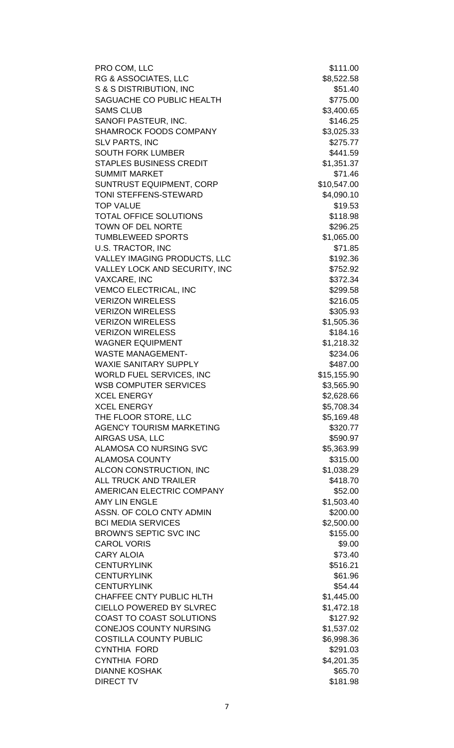| | |
|---|---|
| PRO COM, LLC | $111.00 |
| RG & ASSOCIATES, LLC | $8,522.58 |
| S & S DISTRIBUTION, INC | $51.40 |
| SAGUACHE CO PUBLIC HEALTH | $775.00 |
| SAMS CLUB | $3,400.65 |
| SANOFI PASTEUR, INC. | $146.25 |
| SHAMROCK FOODS COMPANY | $3,025.33 |
| SLV PARTS, INC | $275.77 |
| SOUTH FORK LUMBER | $441.59 |
| STAPLES BUSINESS CREDIT | $1,351.37 |
| SUMMIT MARKET | $71.46 |
| SUNTRUST EQUIPMENT, CORP | $10,547.00 |
| TONI STEFFENS-STEWARD | $4,090.10 |
| TOP VALUE | $19.53 |
| TOTAL OFFICE SOLUTIONS | $118.98 |
| TOWN OF DEL NORTE | $296.25 |
| TUMBLEWEED SPORTS | $1,065.00 |
| U.S. TRACTOR, INC | $71.85 |
| VALLEY IMAGING PRODUCTS, LLC | $192.36 |
| VALLEY LOCK AND SECURITY, INC | $752.92 |
| VAXCARE, INC | $372.34 |
| VEMCO ELECTRICAL, INC | $299.58 |
| VERIZON WIRELESS | $216.05 |
| VERIZON WIRELESS | $305.93 |
| VERIZON WIRELESS | $1,505.36 |
| VERIZON WIRELESS | $184.16 |
| WAGNER EQUIPMENT | $1,218.32 |
| WASTE MANAGEMENT- | $234.06 |
| WAXIE SANITARY SUPPLY | $487.00 |
| WORLD FUEL SERVICES, INC | $15,155.90 |
| WSB COMPUTER SERVICES | $3,565.90 |
| XCEL ENERGY | $2,628.66 |
| XCEL ENERGY | $5,708.34 |
| THE FLOOR STORE, LLC | $5,169.48 |
| AGENCY TOURISM MARKETING | $320.77 |
| AIRGAS USA, LLC | $590.97 |
| ALAMOSA CO NURSING SVC | $5,363.99 |
| ALAMOSA COUNTY | $315.00 |
| ALCON CONSTRUCTION, INC | $1,038.29 |
| ALL TRUCK AND TRAILER | $418.70 |
| AMERICAN ELECTRIC COMPANY | $52.00 |
| AMY LIN ENGLE | $1,503.40 |
| ASSN. OF COLO CNTY ADMIN | $200.00 |
| BCI MEDIA SERVICES | $2,500.00 |
| BROWN'S SEPTIC SVC INC | $155.00 |
| CAROL VORIS | $9.00 |
| CARY ALOIA | $73.40 |
| CENTURYLINK | $516.21 |
| CENTURYLINK | $61.96 |
| CENTURYLINK | $54.44 |
| CHAFFEE CNTY PUBLIC HLTH | $1,445.00 |
| CIELLO POWERED BY SLVREC | $1,472.18 |
| COAST TO COAST SOLUTIONS | $127.92 |
| CONEJOS COUNTY NURSING | $1,537.02 |
| COSTILLA COUNTY PUBLIC | $6,998.36 |
| CYNTHIA FORD | $291.03 |
| CYNTHIA FORD | $4,201.35 |
| DIANNE KOSHAK | $65.70 |
| DIRECT TV | $181.98 |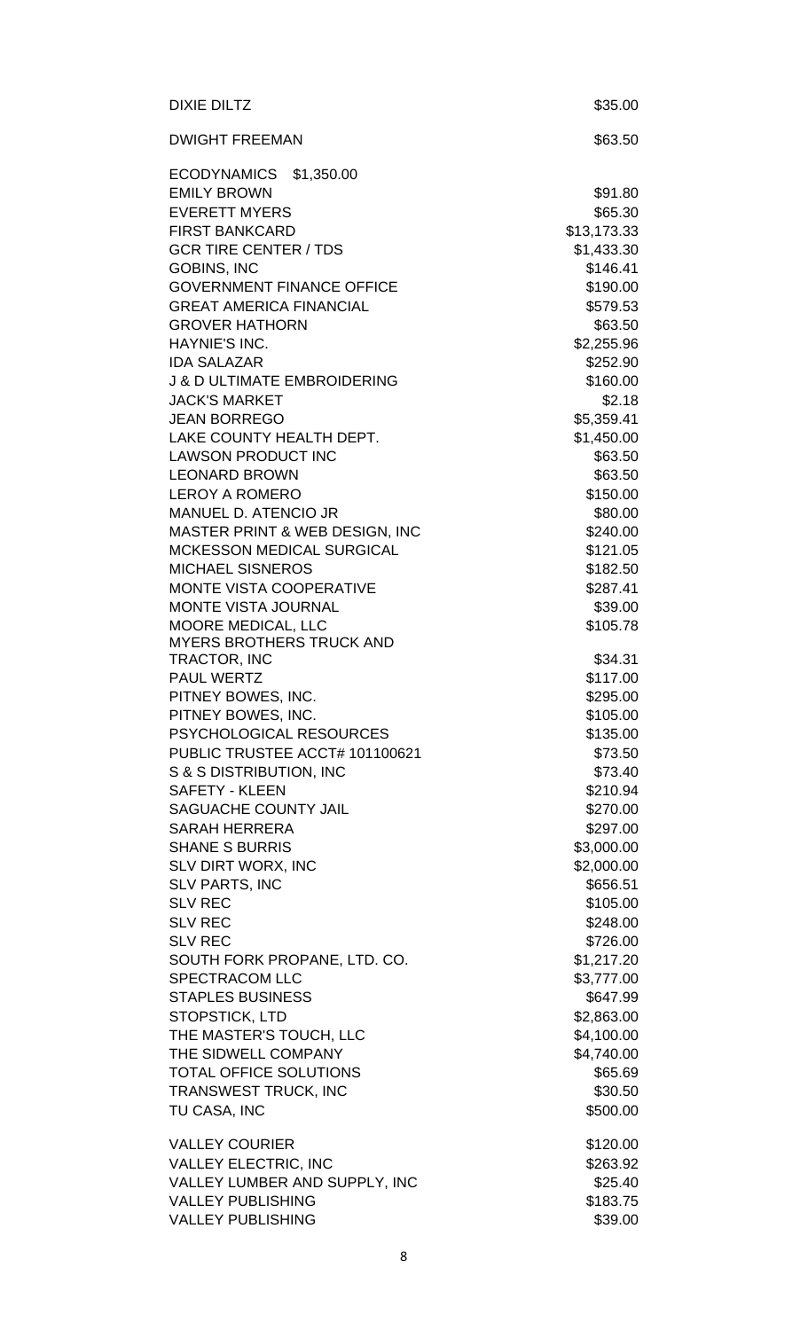| | |
|---|---|
| DIXIE DILTZ | $35.00 |
| DWIGHT FREEMAN | $63.50 |
| ECODYNAMICS $1,350.00 | |
| EMILY BROWN | $91.80 |
| EVERETT MYERS | $65.30 |
| FIRST BANKCARD | $13,173.33 |
| GCR TIRE CENTER / TDS | $1,433.30 |
| GOBINS, INC | $146.41 |
| GOVERNMENT FINANCE OFFICE | $190.00 |
| GREAT AMERICA FINANCIAL | $579.53 |
| GROVER HATHORN | $63.50 |
| HAYNIE'S INC. | $2,255.96 |
| IDA SALAZAR | $252.90 |
| J & D ULTIMATE EMBROIDERING | $160.00 |
| JACK'S MARKET | $2.18 |
| JEAN BORREGO | $5,359.41 |
| LAKE COUNTY HEALTH DEPT. | $1,450.00 |
| LAWSON PRODUCT INC | $63.50 |
| LEONARD BROWN | $63.50 |
| LEROY A ROMERO | $150.00 |
| MANUEL D. ATENCIO JR | $80.00 |
| MASTER PRINT & WEB DESIGN, INC | $240.00 |
| MCKESSON MEDICAL SURGICAL | $121.05 |
| MICHAEL SISNEROS | $182.50 |
| MONTE VISTA COOPERATIVE | $287.41 |
| MONTE VISTA JOURNAL | $39.00 |
| MOORE MEDICAL, LLC | $105.78 |
| MYERS BROTHERS TRUCK AND TRACTOR, INC | $34.31 |
| PAUL WERTZ | $117.00 |
| PITNEY BOWES, INC. | $295.00 |
| PITNEY BOWES, INC. | $105.00 |
| PSYCHOLOGICAL RESOURCES | $135.00 |
| PUBLIC TRUSTEE ACCT# 101100621 | $73.50 |
| S & S DISTRIBUTION, INC | $73.40 |
| SAFETY - KLEEN | $210.94 |
| SAGUACHE COUNTY JAIL | $270.00 |
| SARAH HERRERA | $297.00 |
| SHANE S BURRIS | $3,000.00 |
| SLV DIRT WORX, INC | $2,000.00 |
| SLV PARTS, INC | $656.51 |
| SLV REC | $105.00 |
| SLV REC | $248.00 |
| SLV REC | $726.00 |
| SOUTH FORK PROPANE, LTD. CO. | $1,217.20 |
| SPECTRACOM LLC | $3,777.00 |
| STAPLES BUSINESS | $647.99 |
| STOPSTICK, LTD | $2,863.00 |
| THE MASTER'S TOUCH, LLC | $4,100.00 |
| THE SIDWELL COMPANY | $4,740.00 |
| TOTAL OFFICE SOLUTIONS | $65.69 |
| TRANSWEST TRUCK, INC | $30.50 |
| TU CASA, INC | $500.00 |
| VALLEY COURIER | $120.00 |
| VALLEY ELECTRIC, INC | $263.92 |
| VALLEY LUMBER AND SUPPLY, INC | $25.40 |
| VALLEY PUBLISHING | $183.75 |
| VALLEY PUBLISHING | $39.00 |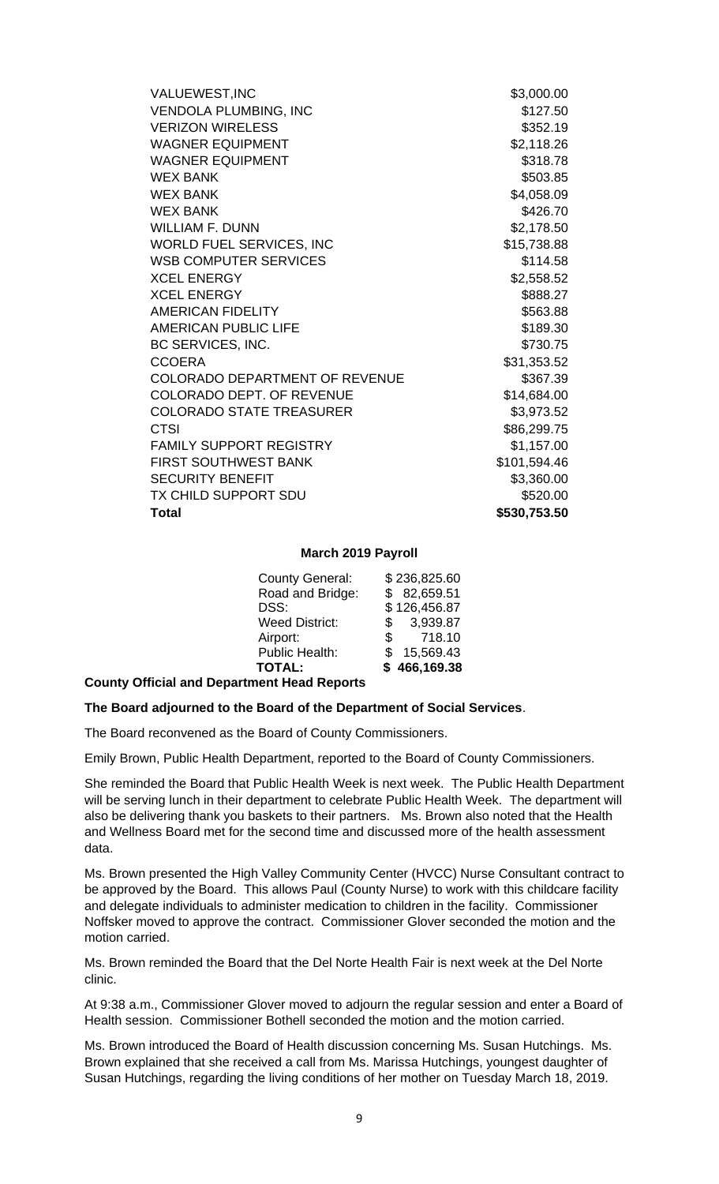| | |
|---|---|
| VALUEWEST,INC | \$3,000.00 |
| VENDOLA PLUMBING, INC | \$127.50 |
| VERIZON WIRELESS | \$352.19 |
| WAGNER EQUIPMENT | \$2,118.26 |
| WAGNER EQUIPMENT | \$318.78 |
| WEX BANK | \$503.85 |
| WEX BANK | \$4,058.09 |
| WEX BANK | \$426.70 |
| WILLIAM F. DUNN | \$2,178.50 |
| WORLD FUEL SERVICES, INC | \$15,738.88 |
| WSB COMPUTER SERVICES | \$114.58 |
| XCEL ENERGY | \$2,558.52 |
| XCEL ENERGY | \$888.27 |
| AMERICAN FIDELITY | \$563.88 |
| AMERICAN PUBLIC LIFE | \$189.30 |
| BC SERVICES, INC. | \$730.75 |
| CCOERA | \$31,353.52 |
| COLORADO DEPARTMENT OF REVENUE | \$367.39 |
| COLORADO DEPT. OF REVENUE | \$14,684.00 |
| COLORADO STATE TREASURER | \$3,973.52 |
| CTSI | \$86,299.75 |
| FAMILY SUPPORT REGISTRY | \$1,157.00 |
| FIRST SOUTHWEST BANK | \$101,594.46 |
| SECURITY BENEFIT | \$3,360.00 |
| TX CHILD SUPPORT SDU | \$520.00 |
| **Total** | **\$530,753.50** |

**March 2019 Payroll**

| | |
|---|---|
| County General: | \$ 236,825.60 |
| Road and Bridge: | \$ 82,659.51 |
| DSS: | \$ 126,456.87 |
| Weed District: | \$ 3,939.87 |
| Airport: | \$ 718.10 |
| Public Health: | \$ 15,569.43 |
| **TOTAL:** | **\$ 466,169.38** |

**County Official and Department Head Reports**

**The Board adjourned to the Board of the Department of Social Services**.

The Board reconvened as the Board of County Commissioners.

Emily Brown, Public Health Department, reported to the Board of County Commissioners.

She reminded the Board that Public Health Week is next week. The Public Health Department will be serving lunch in their department to celebrate Public Health Week. The department will also be delivering thank you baskets to their partners. Ms. Brown also noted that the Health and Wellness Board met for the second time and discussed more of the health assessment data.

Ms. Brown presented the High Valley Community Center (HVCC) Nurse Consultant contract to be approved by the Board. This allows Paul (County Nurse) to work with this childcare facility and delegate individuals to administer medication to children in the facility. Commissioner Noffsker moved to approve the contract. Commissioner Glover seconded the motion and the motion carried.

Ms. Brown reminded the Board that the Del Norte Health Fair is next week at the Del Norte clinic.

At 9:38 a.m., Commissioner Glover moved to adjourn the regular session and enter a Board of Health session. Commissioner Bothell seconded the motion and the motion carried.

Ms. Brown introduced the Board of Health discussion concerning Ms. Susan Hutchings. Ms. Brown explained that she received a call from Ms. Marissa Hutchings, youngest daughter of Susan Hutchings, regarding the living conditions of her mother on Tuesday March 18, 2019.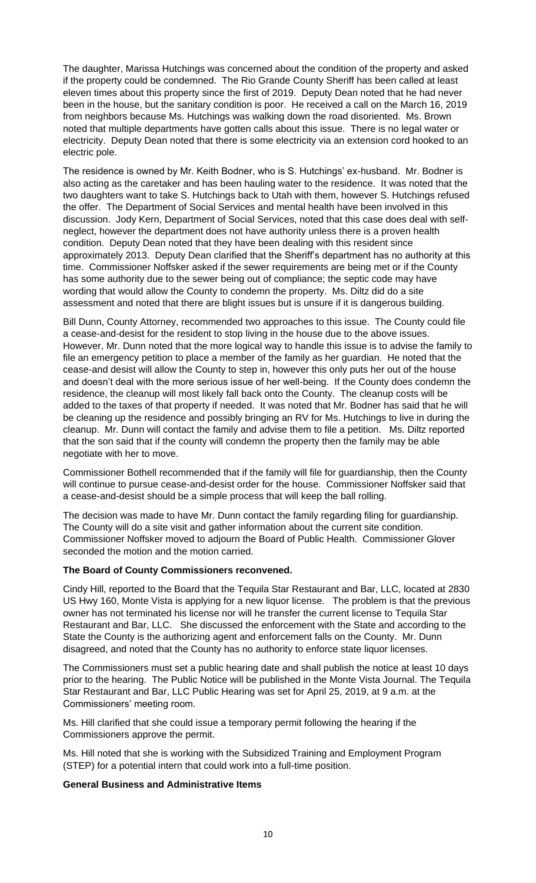The daughter, Marissa Hutchings was concerned about the condition of the property and asked if the property could be condemned. The Rio Grande County Sheriff has been called at least eleven times about this property since the first of 2019. Deputy Dean noted that he had never been in the house, but the sanitary condition is poor. He received a call on the March 16, 2019 from neighbors because Ms. Hutchings was walking down the road disoriented. Ms. Brown noted that multiple departments have gotten calls about this issue. There is no legal water or electricity. Deputy Dean noted that there is some electricity via an extension cord hooked to an electric pole.

The residence is owned by Mr. Keith Bodner, who is S. Hutchings' ex-husband. Mr. Bodner is also acting as the caretaker and has been hauling water to the residence. It was noted that the two daughters want to take S. Hutchings back to Utah with them, however S. Hutchings refused the offer. The Department of Social Services and mental health have been involved in this discussion. Jody Kern, Department of Social Services, noted that this case does deal with self-neglect, however the department does not have authority unless there is a proven health condition. Deputy Dean noted that they have been dealing with this resident since approximately 2013. Deputy Dean clarified that the Sheriff's department has no authority at this time. Commissioner Noffsker asked if the sewer requirements are being met or if the County has some authority due to the sewer being out of compliance; the septic code may have wording that would allow the County to condemn the property. Ms. Diltz did do a site assessment and noted that there are blight issues but is unsure if it is dangerous building.

Bill Dunn, County Attorney, recommended two approaches to this issue. The County could file a cease-and-desist for the resident to stop living in the house due to the above issues. However, Mr. Dunn noted that the more logical way to handle this issue is to advise the family to file an emergency petition to place a member of the family as her guardian. He noted that the cease-and desist will allow the County to step in, however this only puts her out of the house and doesn't deal with the more serious issue of her well-being. If the County does condemn the residence, the cleanup will most likely fall back onto the County. The cleanup costs will be added to the taxes of that property if needed. It was noted that Mr. Bodner has said that he will be cleaning up the residence and possibly bringing an RV for Ms. Hutchings to live in during the cleanup. Mr. Dunn will contact the family and advise them to file a petition. Ms. Diltz reported that the son said that if the county will condemn the property then the family may be able negotiate with her to move.

Commissioner Bothell recommended that if the family will file for guardianship, then the County will continue to pursue cease-and-desist order for the house. Commissioner Noffsker said that a cease-and-desist should be a simple process that will keep the ball rolling.

The decision was made to have Mr. Dunn contact the family regarding filing for guardianship. The County will do a site visit and gather information about the current site condition. Commissioner Noffsker moved to adjourn the Board of Public Health. Commissioner Glover seconded the motion and the motion carried.

**The Board of County Commissioners reconvened.**

Cindy Hill, reported to the Board that the Tequila Star Restaurant and Bar, LLC, located at 2830 US Hwy 160, Monte Vista is applying for a new liquor license. The problem is that the previous owner has not terminated his license nor will he transfer the current license to Tequila Star Restaurant and Bar, LLC. She discussed the enforcement with the State and according to the State the County is the authorizing agent and enforcement falls on the County. Mr. Dunn disagreed, and noted that the County has no authority to enforce state liquor licenses.

The Commissioners must set a public hearing date and shall publish the notice at least 10 days prior to the hearing. The Public Notice will be published in the Monte Vista Journal. The Tequila Star Restaurant and Bar, LLC Public Hearing was set for April 25, 2019, at 9 a.m. at the Commissioners' meeting room.

Ms. Hill clarified that she could issue a temporary permit following the hearing if the Commissioners approve the permit.

Ms. Hill noted that she is working with the Subsidized Training and Employment Program (STEP) for a potential intern that could work into a full-time position.

**General Business and Administrative Items**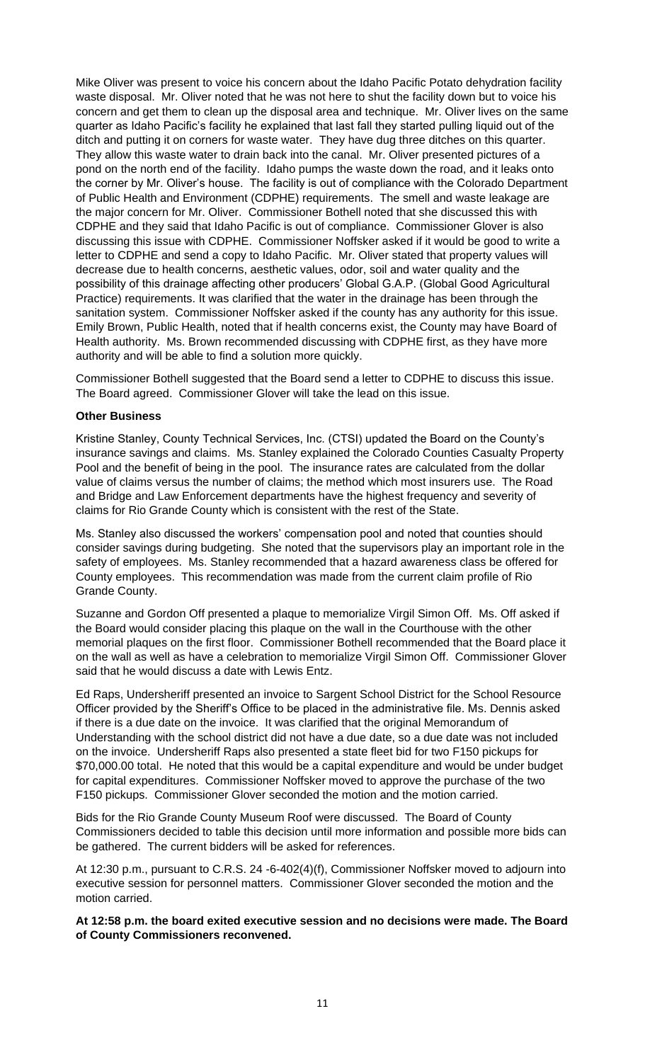Mike Oliver was present to voice his concern about the Idaho Pacific Potato dehydration facility waste disposal. Mr. Oliver noted that he was not here to shut the facility down but to voice his concern and get them to clean up the disposal area and technique. Mr. Oliver lives on the same quarter as Idaho Pacific's facility he explained that last fall they started pulling liquid out of the ditch and putting it on corners for waste water. They have dug three ditches on this quarter. They allow this waste water to drain back into the canal. Mr. Oliver presented pictures of a pond on the north end of the facility. Idaho pumps the waste down the road, and it leaks onto the corner by Mr. Oliver's house. The facility is out of compliance with the Colorado Department of Public Health and Environment (CDPHE) requirements. The smell and waste leakage are the major concern for Mr. Oliver. Commissioner Bothell noted that she discussed this with CDPHE and they said that Idaho Pacific is out of compliance. Commissioner Glover is also discussing this issue with CDPHE. Commissioner Noffsker asked if it would be good to write a letter to CDPHE and send a copy to Idaho Pacific. Mr. Oliver stated that property values will decrease due to health concerns, aesthetic values, odor, soil and water quality and the possibility of this drainage affecting other producers' Global G.A.P. (Global Good Agricultural Practice) requirements. It was clarified that the water in the drainage has been through the sanitation system. Commissioner Noffsker asked if the county has any authority for this issue. Emily Brown, Public Health, noted that if health concerns exist, the County may have Board of Health authority. Ms. Brown recommended discussing with CDPHE first, as they have more authority and will be able to find a solution more quickly.

Commissioner Bothell suggested that the Board send a letter to CDPHE to discuss this issue. The Board agreed. Commissioner Glover will take the lead on this issue.

**Other Business**

Kristine Stanley, County Technical Services, Inc. (CTSI) updated the Board on the County's insurance savings and claims. Ms. Stanley explained the Colorado Counties Casualty Property Pool and the benefit of being in the pool. The insurance rates are calculated from the dollar value of claims versus the number of claims; the method which most insurers use. The Road and Bridge and Law Enforcement departments have the highest frequency and severity of claims for Rio Grande County which is consistent with the rest of the State.

Ms. Stanley also discussed the workers' compensation pool and noted that counties should consider savings during budgeting. She noted that the supervisors play an important role in the safety of employees. Ms. Stanley recommended that a hazard awareness class be offered for County employees. This recommendation was made from the current claim profile of Rio Grande County.

Suzanne and Gordon Off presented a plaque to memorialize Virgil Simon Off. Ms. Off asked if the Board would consider placing this plaque on the wall in the Courthouse with the other memorial plaques on the first floor. Commissioner Bothell recommended that the Board place it on the wall as well as have a celebration to memorialize Virgil Simon Off. Commissioner Glover said that he would discuss a date with Lewis Entz.

Ed Raps, Undersheriff presented an invoice to Sargent School District for the School Resource Officer provided by the Sheriff's Office to be placed in the administrative file. Ms. Dennis asked if there is a due date on the invoice. It was clarified that the original Memorandum of Understanding with the school district did not have a due date, so a due date was not included on the invoice. Undersheriff Raps also presented a state fleet bid for two F150 pickups for $70,000.00 total. He noted that this would be a capital expenditure and would be under budget for capital expenditures. Commissioner Noffsker moved to approve the purchase of the two F150 pickups. Commissioner Glover seconded the motion and the motion carried.

Bids for the Rio Grande County Museum Roof were discussed. The Board of County Commissioners decided to table this decision until more information and possible more bids can be gathered. The current bidders will be asked for references.

At 12:30 p.m., pursuant to C.R.S. 24 -6-402(4)(f), Commissioner Noffsker moved to adjourn into executive session for personnel matters. Commissioner Glover seconded the motion and the motion carried.

**At 12:58 p.m. the board exited executive session and no decisions were made. The Board of County Commissioners reconvened.**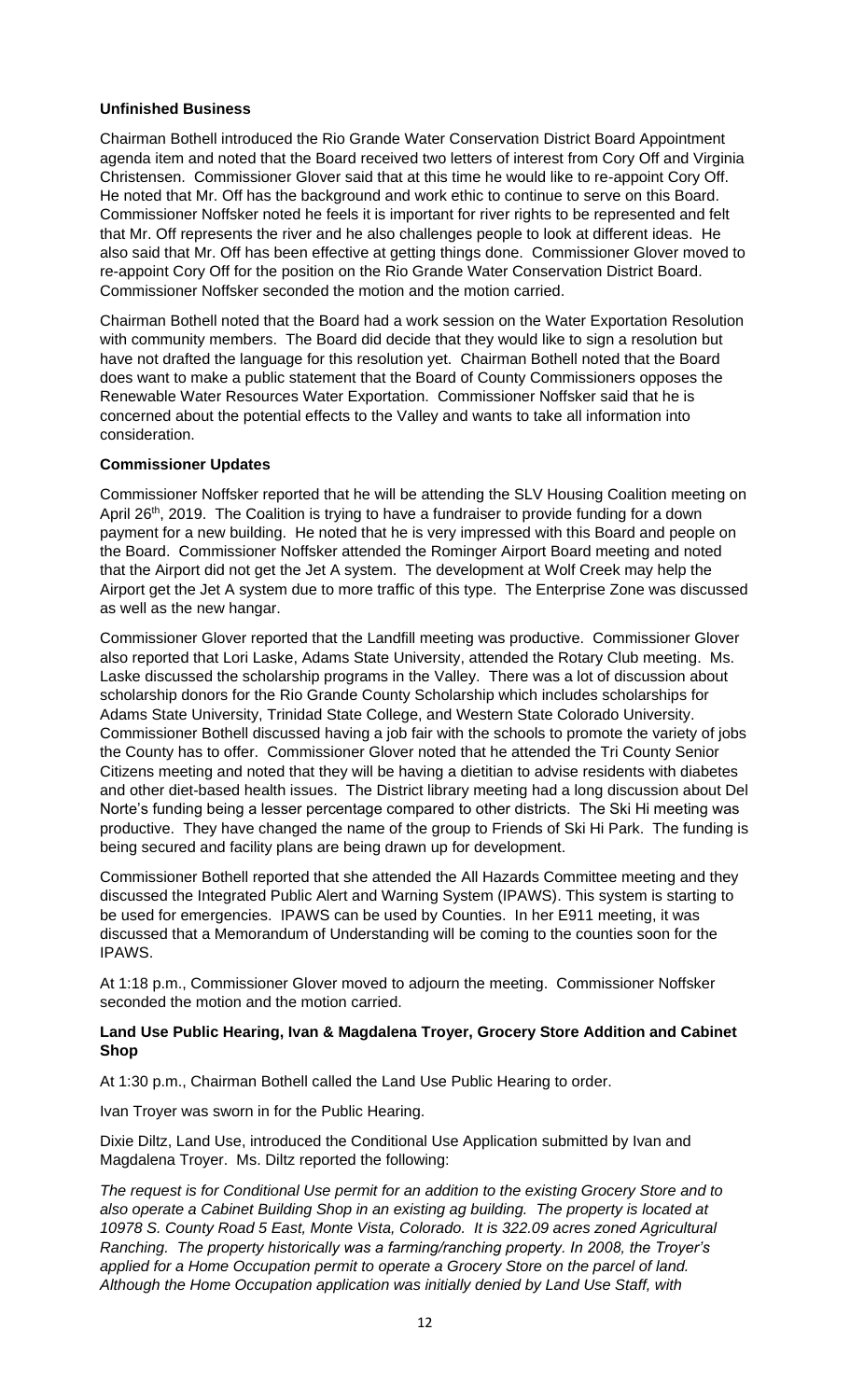**Unfinished Business**

Chairman Bothell introduced the Rio Grande Water Conservation District Board Appointment agenda item and noted that the Board received two letters of interest from Cory Off and Virginia Christensen. Commissioner Glover said that at this time he would like to re-appoint Cory Off. He noted that Mr. Off has the background and work ethic to continue to serve on this Board. Commissioner Noffsker noted he feels it is important for river rights to be represented and felt that Mr. Off represents the river and he also challenges people to look at different ideas. He also said that Mr. Off has been effective at getting things done. Commissioner Glover moved to re-appoint Cory Off for the position on the Rio Grande Water Conservation District Board. Commissioner Noffsker seconded the motion and the motion carried.

Chairman Bothell noted that the Board had a work session on the Water Exportation Resolution with community members. The Board did decide that they would like to sign a resolution but have not drafted the language for this resolution yet. Chairman Bothell noted that the Board does want to make a public statement that the Board of County Commissioners opposes the Renewable Water Resources Water Exportation. Commissioner Noffsker said that he is concerned about the potential effects to the Valley and wants to take all information into consideration.

**Commissioner Updates**

Commissioner Noffsker reported that he will be attending the SLV Housing Coalition meeting on April 26th, 2019. The Coalition is trying to have a fundraiser to provide funding for a down payment for a new building. He noted that he is very impressed with this Board and people on the Board. Commissioner Noffsker attended the Rominger Airport Board meeting and noted that the Airport did not get the Jet A system. The development at Wolf Creek may help the Airport get the Jet A system due to more traffic of this type. The Enterprise Zone was discussed as well as the new hangar.

Commissioner Glover reported that the Landfill meeting was productive. Commissioner Glover also reported that Lori Laske, Adams State University, attended the Rotary Club meeting. Ms. Laske discussed the scholarship programs in the Valley. There was a lot of discussion about scholarship donors for the Rio Grande County Scholarship which includes scholarships for Adams State University, Trinidad State College, and Western State Colorado University. Commissioner Bothell discussed having a job fair with the schools to promote the variety of jobs the County has to offer. Commissioner Glover noted that he attended the Tri County Senior Citizens meeting and noted that they will be having a dietitian to advise residents with diabetes and other diet-based health issues. The District library meeting had a long discussion about Del Norte's funding being a lesser percentage compared to other districts. The Ski Hi meeting was productive. They have changed the name of the group to Friends of Ski Hi Park. The funding is being secured and facility plans are being drawn up for development.

Commissioner Bothell reported that she attended the All Hazards Committee meeting and they discussed the Integrated Public Alert and Warning System (IPAWS). This system is starting to be used for emergencies. IPAWS can be used by Counties. In her E911 meeting, it was discussed that a Memorandum of Understanding will be coming to the counties soon for the IPAWS.

At 1:18 p.m., Commissioner Glover moved to adjourn the meeting. Commissioner Noffsker seconded the motion and the motion carried.

**Land Use Public Hearing, Ivan & Magdalena Troyer, Grocery Store Addition and Cabinet Shop**

At 1:30 p.m., Chairman Bothell called the Land Use Public Hearing to order.

Ivan Troyer was sworn in for the Public Hearing.

Dixie Diltz, Land Use, introduced the Conditional Use Application submitted by Ivan and Magdalena Troyer. Ms. Diltz reported the following:

*The request is for Conditional Use permit for an addition to the existing Grocery Store and to also operate a Cabinet Building Shop in an existing ag building. The property is located at 10978 S. County Road 5 East, Monte Vista, Colorado. It is 322.09 acres zoned Agricultural Ranching. The property historically was a farming/ranching property. In 2008, the Troyer's applied for a Home Occupation permit to operate a Grocery Store on the parcel of land. Although the Home Occupation application was initially denied by Land Use Staff, with*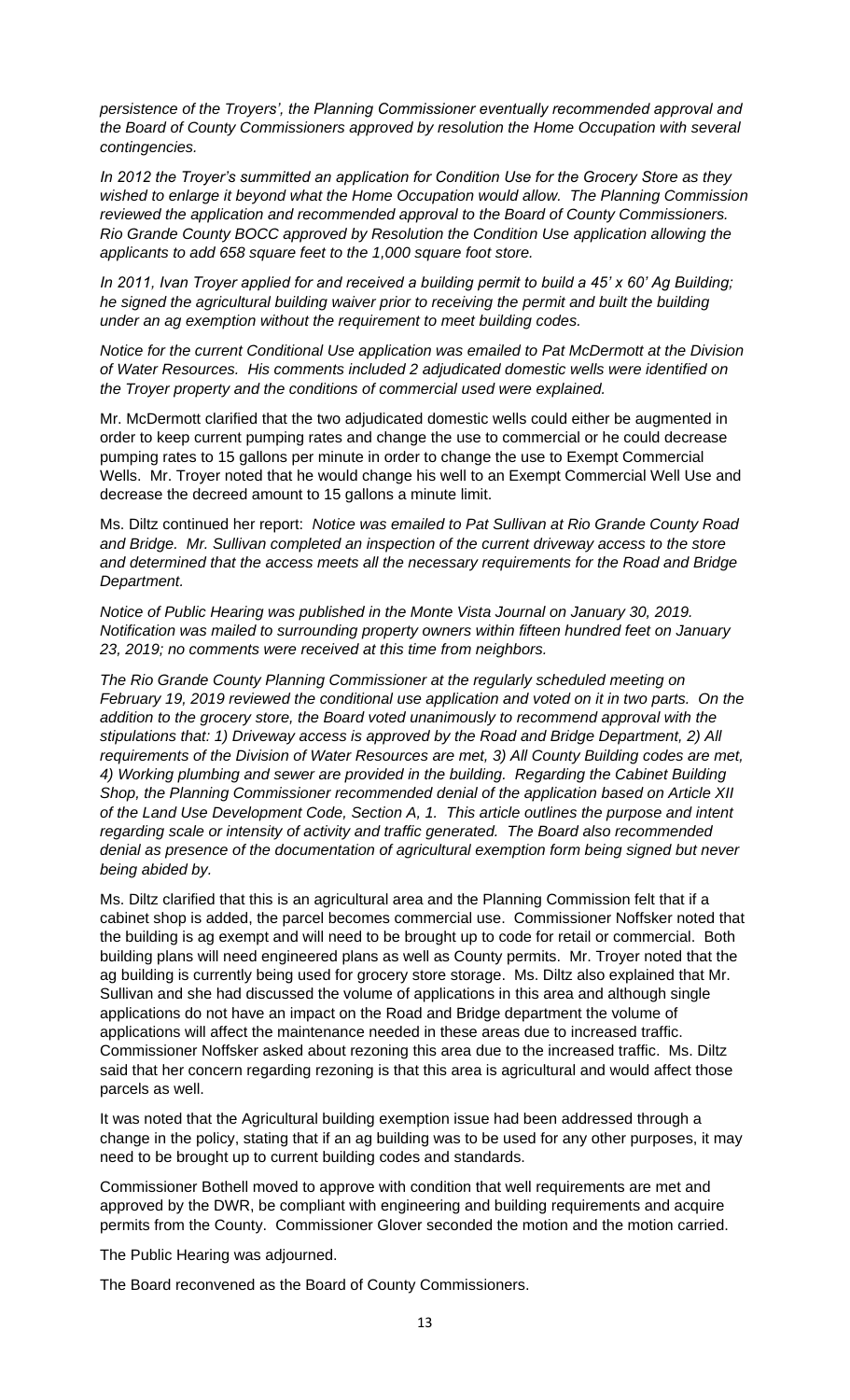*persistence of the Troyers', the Planning Commissioner eventually recommended approval and the Board of County Commissioners approved by resolution the Home Occupation with several contingencies.*

*In 2012 the Troyer's summitted an application for Condition Use for the Grocery Store as they wished to enlarge it beyond what the Home Occupation would allow. The Planning Commission reviewed the application and recommended approval to the Board of County Commissioners. Rio Grande County BOCC approved by Resolution the Condition Use application allowing the applicants to add 658 square feet to the 1,000 square foot store.*

*In 2011, Ivan Troyer applied for and received a building permit to build a 45' x 60' Ag Building; he signed the agricultural building waiver prior to receiving the permit and built the building under an ag exemption without the requirement to meet building codes.*

*Notice for the current Conditional Use application was emailed to Pat McDermott at the Division of Water Resources. His comments included 2 adjudicated domestic wells were identified on the Troyer property and the conditions of commercial used were explained.*

Mr. McDermott clarified that the two adjudicated domestic wells could either be augmented in order to keep current pumping rates and change the use to commercial or he could decrease pumping rates to 15 gallons per minute in order to change the use to Exempt Commercial Wells. Mr. Troyer noted that he would change his well to an Exempt Commercial Well Use and decrease the decreed amount to 15 gallons a minute limit.

Ms. Diltz continued her report: *Notice was emailed to Pat Sullivan at Rio Grande County Road and Bridge. Mr. Sullivan completed an inspection of the current driveway access to the store and determined that the access meets all the necessary requirements for the Road and Bridge Department.*

*Notice of Public Hearing was published in the Monte Vista Journal on January 30, 2019. Notification was mailed to surrounding property owners within fifteen hundred feet on January 23, 2019; no comments were received at this time from neighbors.*

*The Rio Grande County Planning Commissioner at the regularly scheduled meeting on February 19, 2019 reviewed the conditional use application and voted on it in two parts. On the addition to the grocery store, the Board voted unanimously to recommend approval with the stipulations that: 1) Driveway access is approved by the Road and Bridge Department, 2) All requirements of the Division of Water Resources are met, 3) All County Building codes are met, 4) Working plumbing and sewer are provided in the building. Regarding the Cabinet Building Shop, the Planning Commissioner recommended denial of the application based on Article XII of the Land Use Development Code, Section A, 1. This article outlines the purpose and intent regarding scale or intensity of activity and traffic generated. The Board also recommended denial as presence of the documentation of agricultural exemption form being signed but never being abided by.*

Ms. Diltz clarified that this is an agricultural area and the Planning Commission felt that if a cabinet shop is added, the parcel becomes commercial use. Commissioner Noffsker noted that the building is ag exempt and will need to be brought up to code for retail or commercial. Both building plans will need engineered plans as well as County permits. Mr. Troyer noted that the ag building is currently being used for grocery store storage. Ms. Diltz also explained that Mr. Sullivan and she had discussed the volume of applications in this area and although single applications do not have an impact on the Road and Bridge department the volume of applications will affect the maintenance needed in these areas due to increased traffic. Commissioner Noffsker asked about rezoning this area due to the increased traffic. Ms. Diltz said that her concern regarding rezoning is that this area is agricultural and would affect those parcels as well.

It was noted that the Agricultural building exemption issue had been addressed through a change in the policy, stating that if an ag building was to be used for any other purposes, it may need to be brought up to current building codes and standards.

Commissioner Bothell moved to approve with condition that well requirements are met and approved by the DWR, be compliant with engineering and building requirements and acquire permits from the County. Commissioner Glover seconded the motion and the motion carried.

The Public Hearing was adjourned.

The Board reconvened as the Board of County Commissioners.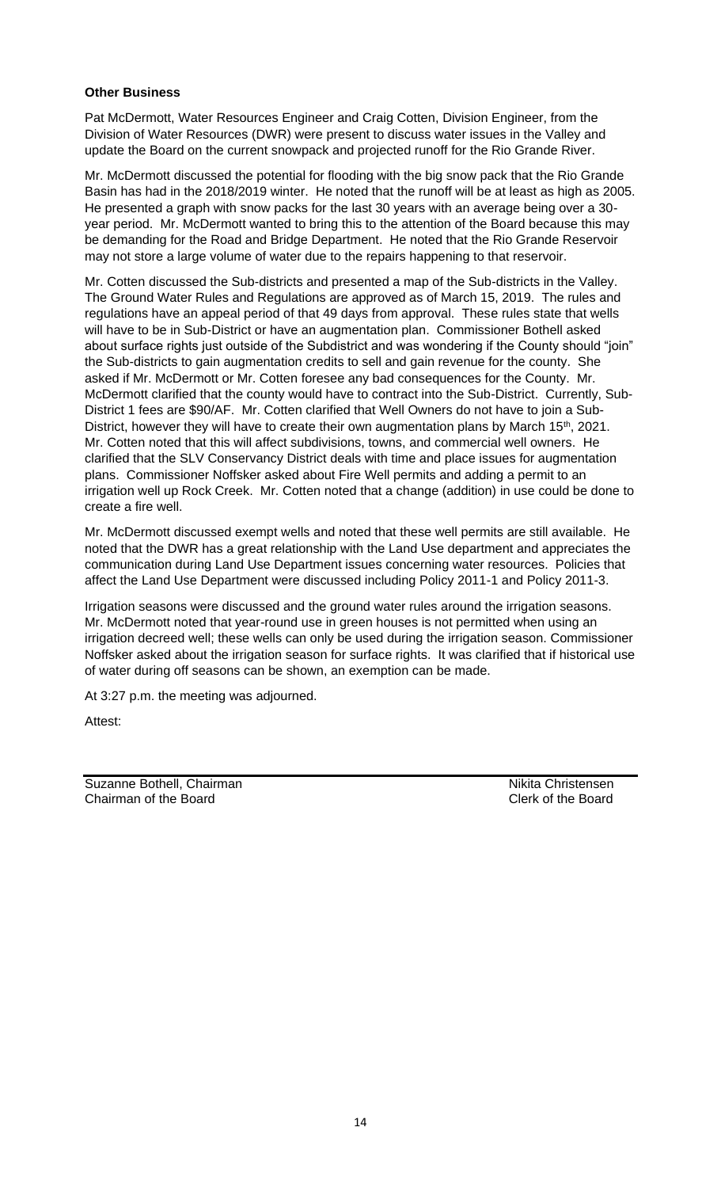**Other Business**

Pat McDermott, Water Resources Engineer and Craig Cotten, Division Engineer, from the Division of Water Resources (DWR) were present to discuss water issues in the Valley and update the Board on the current snowpack and projected runoff for the Rio Grande River.

Mr. McDermott discussed the potential for flooding with the big snow pack that the Rio Grande Basin has had in the 2018/2019 winter. He noted that the runoff will be at least as high as 2005. He presented a graph with snow packs for the last 30 years with an average being over a 30-year period. Mr. McDermott wanted to bring this to the attention of the Board because this may be demanding for the Road and Bridge Department. He noted that the Rio Grande Reservoir may not store a large volume of water due to the repairs happening to that reservoir.

Mr. Cotten discussed the Sub-districts and presented a map of the Sub-districts in the Valley. The Ground Water Rules and Regulations are approved as of March 15, 2019. The rules and regulations have an appeal period of that 49 days from approval. These rules state that wells will have to be in Sub-District or have an augmentation plan. Commissioner Bothell asked about surface rights just outside of the Subdistrict and was wondering if the County should "join" the Sub-districts to gain augmentation credits to sell and gain revenue for the county. She asked if Mr. McDermott or Mr. Cotten foresee any bad consequences for the County. Mr. McDermott clarified that the county would have to contract into the Sub-District. Currently, Sub-District 1 fees are $90/AF. Mr. Cotten clarified that Well Owners do not have to join a Sub-District, however they will have to create their own augmentation plans by March 15th, 2021. Mr. Cotten noted that this will affect subdivisions, towns, and commercial well owners. He clarified that the SLV Conservancy District deals with time and place issues for augmentation plans. Commissioner Noffsker asked about Fire Well permits and adding a permit to an irrigation well up Rock Creek. Mr. Cotten noted that a change (addition) in use could be done to create a fire well.

Mr. McDermott discussed exempt wells and noted that these well permits are still available. He noted that the DWR has a great relationship with the Land Use department and appreciates the communication during Land Use Department issues concerning water resources. Policies that affect the Land Use Department were discussed including Policy 2011-1 and Policy 2011-3.

Irrigation seasons were discussed and the ground water rules around the irrigation seasons. Mr. McDermott noted that year-round use in green houses is not permitted when using an irrigation decreed well; these wells can only be used during the irrigation season. Commissioner Noffsker asked about the irrigation season for surface rights. It was clarified that if historical use of water during off seasons can be shown, an exemption can be made.

At 3:27 p.m. the meeting was adjourned.

Attest:

| | |
|---|---|
| Suzanne Bothell, Chairman | Nikita Christensen |
| Chairman of the Board | Clerk of the Board |